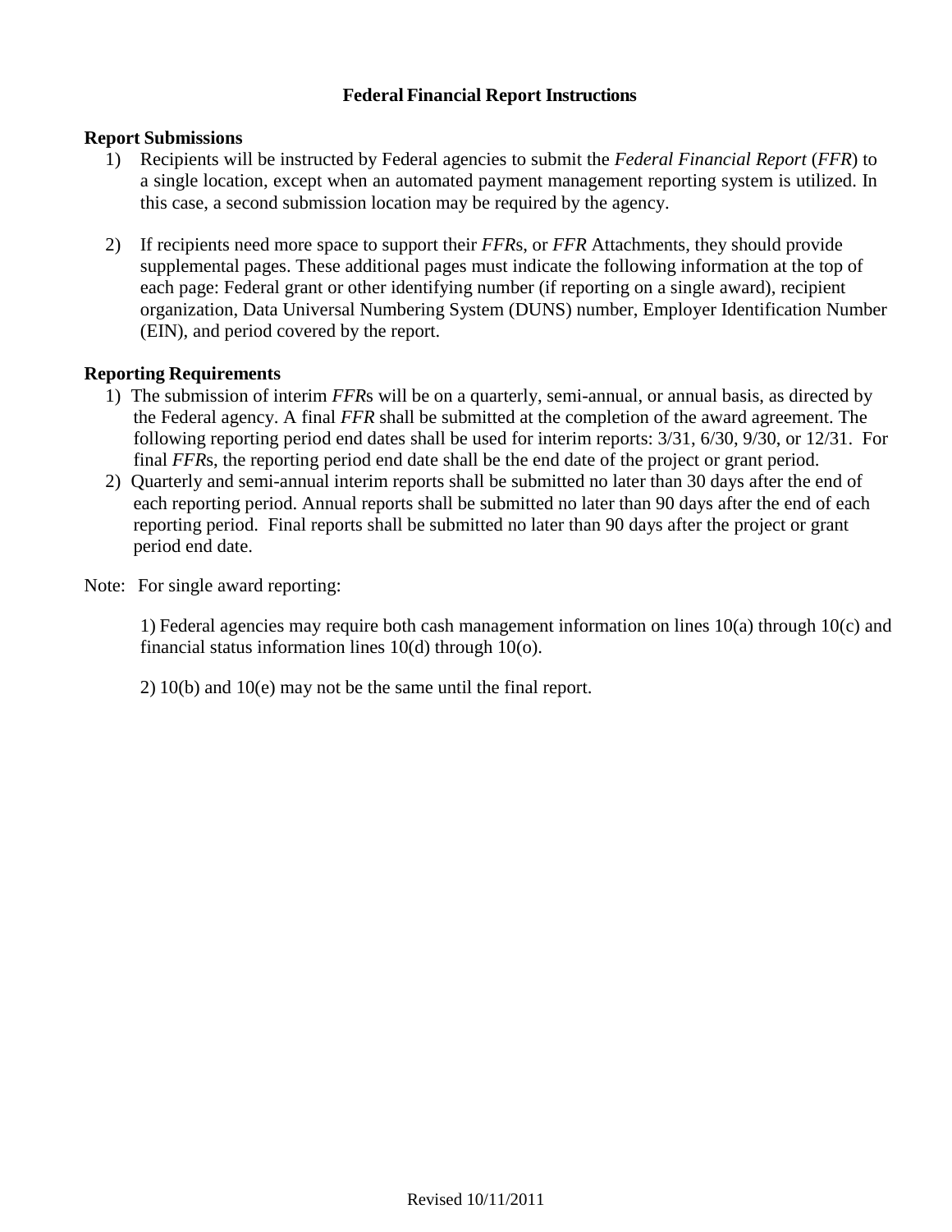# Federal Financial Report Instructions

## Report Submissions

1) Recipients will be instructed by Federal agencies to submit the *Federal Financial Report* (*FFR*) to a single location, except when an automated payment management reporting system is utilized. In this case, a second submission location may be required by the agency.

2) If recipients need more space to support their *FFR*s, or *FFR* Attachments, they should provide supplemental pages. These additional pages must indicate the following information at the top of each page: Federal grant or other identifying number (if reporting on a single award), recipient organization, Data Universal Numbering System (DUNS) number, Employer Identification Number (EIN), and period covered by the report.

## Reporting Requirements

1) The submission of interim *FFR*s will be on a quarterly, semi-annual, or annual basis, as directed by the Federal agency. A final *FFR* shall be submitted at the completion of the award agreement. The following reporting period end dates shall be used for interim reports: 3/31, 6/30, 9/30, or 12/31. For final *FFR*s, the reporting period end date shall be the end date of the project or grant period.
2) Quarterly and semi-annual interim reports shall be submitted no later than 30 days after the end of each reporting period. Annual reports shall be submitted no later than 90 days after the end of each reporting period. Final reports shall be submitted no later than 90 days after the project or grant period end date.

Note: For single award reporting:

1) Federal agencies may require both cash management information on lines 10(a) through 10(c) and financial status information lines 10(d) through 10(o).

2) 10(b) and 10(e) may not be the same until the final report.

Revised 10/11/2011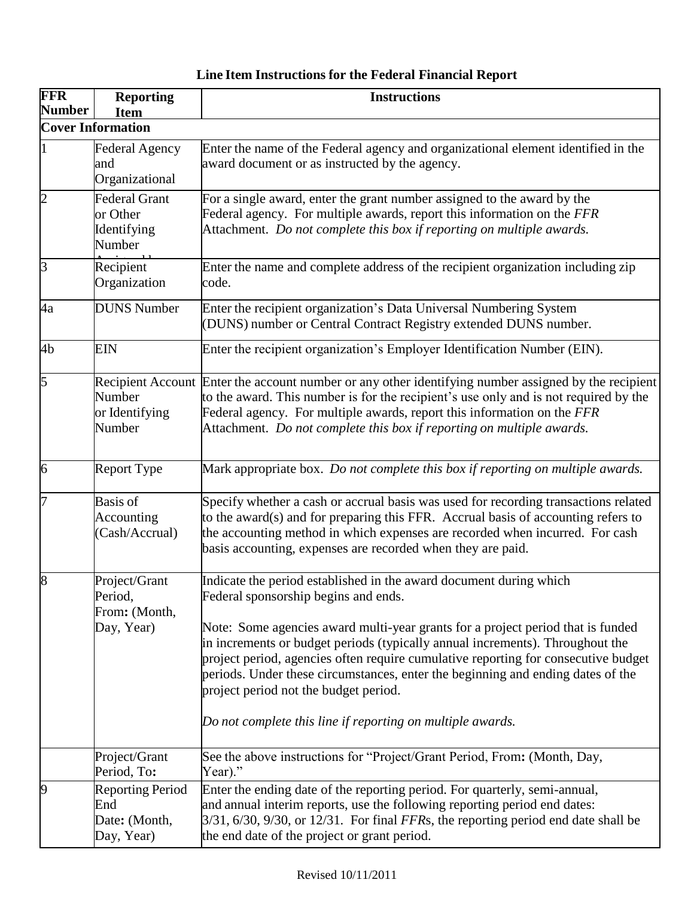## Line Item Instructions for the Federal Financial Report

| FFR Number | Reporting Item | Instructions |
|---|---|---|
| **Cover Information** | | |
| 1 | Federal Agency and Organizational | Enter the name of the Federal agency and organizational element identified in the award document or as instructed by the agency. |
| 2 | Federal Grant or Other Identifying Number | For a single award, enter the grant number assigned to the award by the Federal agency. For multiple awards, report this information on the *FFR* Attachment. *Do not complete this box if reporting on multiple awards.* |
| 3 | Recipient Organization | Enter the name and complete address of the recipient organization including zip code. |
| 4a | DUNS Number | Enter the recipient organization's Data Universal Numbering System (DUNS) number or Central Contract Registry extended DUNS number. |
| 4b | EIN | Enter the recipient organization's Employer Identification Number (EIN). |
| 5 | Recipient Account Number or Identifying Number | Enter the account number or any other identifying number assigned by the recipient to the award. This number is for the recipient's use only and is not required by the Federal agency. For multiple awards, report this information on the *FFR* Attachment. *Do not complete this box if reporting on multiple awards.* |
| 6 | Report Type | Mark appropriate box. *Do not complete this box if reporting on multiple awards.* |
| 7 | Basis of Accounting (Cash/Accrual) | Specify whether a cash or accrual basis was used for recording transactions related to the award(s) and for preparing this FFR. Accrual basis of accounting refers to the accounting method in which expenses are recorded when incurred. For cash basis accounting, expenses are recorded when they are paid. |
| 8 | Project/Grant Period, From**:** (Month, Day, Year) | Indicate the period established in the award document during which Federal sponsorship begins and ends.<br><br>Note: Some agencies award multi-year grants for a project period that is funded in increments or budget periods (typically annual increments). Throughout the project period, agencies often require cumulative reporting for consecutive budget periods. Under these circumstances, enter the beginning and ending dates of the project period not the budget period.<br><br>*Do not complete this line if reporting on multiple awards.* |
| | Project/Grant Period, To**:** | See the above instructions for "Project/Grant Period, From**:** (Month, Day, Year)." |
| 9 | Reporting Period End Date**:** (Month, Day, Year) | Enter the ending date of the reporting period. For quarterly, semi-annual, and annual interim reports, use the following reporting period end dates: 3/31, 6/30, 9/30, or 12/31. For final *FFR*s, the reporting period end date shall be the end date of the project or grant period. |

Revised 10/11/2011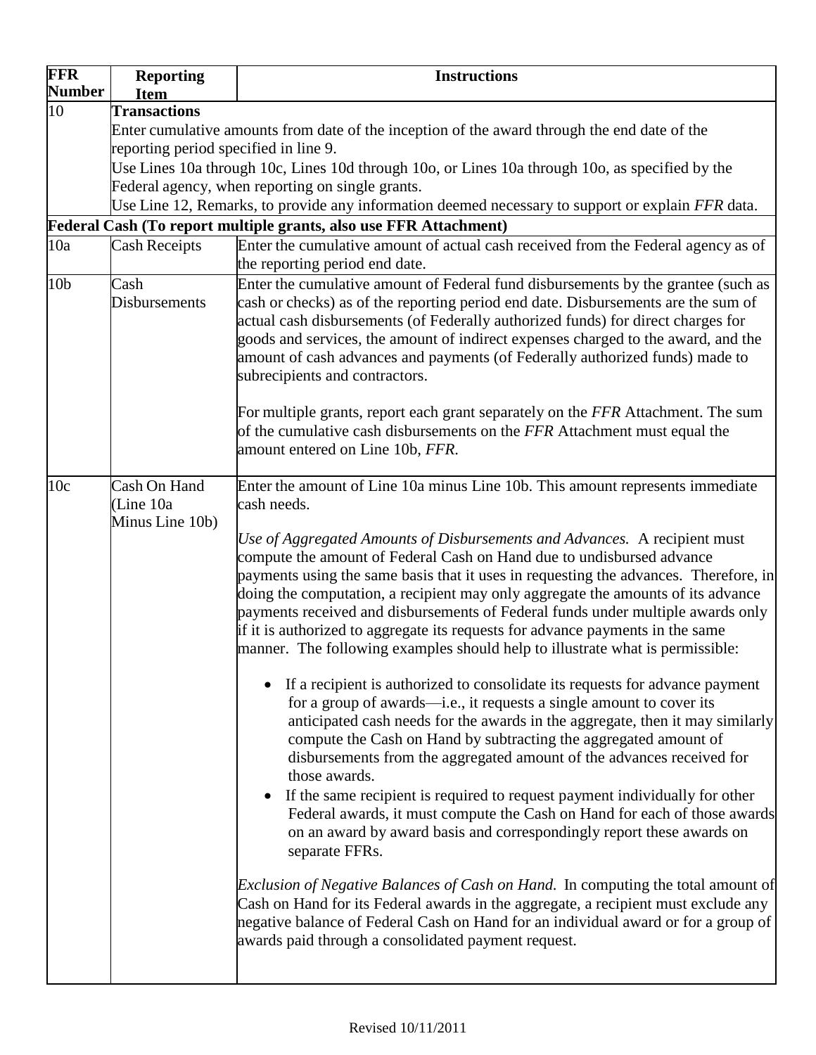| FFR Number | Reporting Item | Instructions |
|---|---|---|
| 10 | **Transactions** | |
| | Enter cumulative amounts from date of the inception of the award through the end date of the reporting period specified in line 9. Use Lines 10a through 10c, Lines 10d through 10o, or Lines 10a through 10o, as specified by the Federal agency, when reporting on single grants. Use Line 12, Remarks, to provide any information deemed necessary to support or explain *FFR* data. | |
| **Federal Cash (To report multiple grants, also use FFR Attachment)** | | |
| 10a | Cash Receipts | Enter the cumulative amount of actual cash received from the Federal agency as of the reporting period end date. |
| 10b | Cash Disbursements | Enter the cumulative amount of Federal fund disbursements by the grantee (such as cash or checks) as of the reporting period end date. Disbursements are the sum of actual cash disbursements (of Federally authorized funds) for direct charges for goods and services, the amount of indirect expenses charged to the award, and the amount of cash advances and payments (of Federally authorized funds) made to subrecipients and contractors.<br><br>For multiple grants, report each grant separately on the *FFR* Attachment. The sum of the cumulative cash disbursements on the *FFR* Attachment must equal the amount entered on Line 10b, *FFR*. |
| 10c | Cash On Hand (Line 10a Minus Line 10b) | Enter the amount of Line 10a minus Line 10b. This amount represents immediate cash needs.<br><br>*Use of Aggregated Amounts of Disbursements and Advances.* A recipient must compute the amount of Federal Cash on Hand due to undisbursed advance payments using the same basis that it uses in requesting the advances. Therefore, in doing the computation, a recipient may only aggregate the amounts of its advance payments received and disbursements of Federal funds under multiple awards only if it is authorized to aggregate its requests for advance payments in the same manner. The following examples should help to illustrate what is permissible:<br><br>• If a recipient is authorized to consolidate its requests for advance payment for a group of awards—i.e., it requests a single amount to cover its anticipated cash needs for the awards in the aggregate, then it may similarly compute the Cash on Hand by subtracting the aggregated amount of disbursements from the aggregated amount of the advances received for those awards.<br>• If the same recipient is required to request payment individually for other Federal awards, it must compute the Cash on Hand for each of those awards on an award by award basis and correspondingly report these awards on separate FFRs.<br><br>*Exclusion of Negative Balances of Cash on Hand.* In computing the total amount of Cash on Hand for its Federal awards in the aggregate, a recipient must exclude any negative balance of Federal Cash on Hand for an individual award or for a group of awards paid through a consolidated payment request. |

Revised 10/11/2011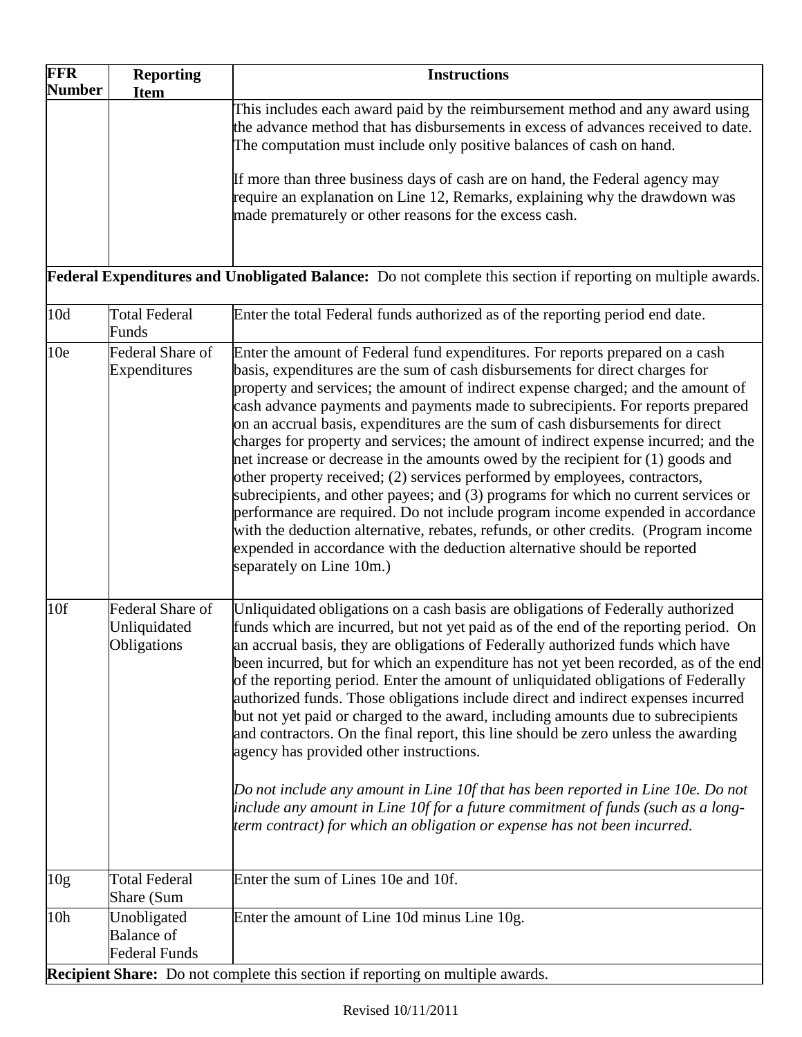| FFR Number | Reporting Item | Instructions |
|---|---|---|
| | | This includes each award paid by the reimbursement method and any award using the advance method that has disbursements in excess of advances received to date. The computation must include only positive balances of cash on hand.<br><br>If more than three business days of cash are on hand, the Federal agency may require an explanation on Line 12, Remarks, explaining why the drawdown was made prematurely or other reasons for the excess cash. |
| **Federal Expenditures and Unobligated Balance:** Do not complete this section if reporting on multiple awards. | | |
| 10d | Total Federal Funds | Enter the total Federal funds authorized as of the reporting period end date. |
| 10e | Federal Share of Expenditures | Enter the amount of Federal fund expenditures. For reports prepared on a cash basis, expenditures are the sum of cash disbursements for direct charges for property and services; the amount of indirect expense charged; and the amount of cash advance payments and payments made to subrecipients. For reports prepared on an accrual basis, expenditures are the sum of cash disbursements for direct charges for property and services; the amount of indirect expense incurred; and the net increase or decrease in the amounts owed by the recipient for (1) goods and other property received; (2) services performed by employees, contractors, subrecipients, and other payees; and (3) programs for which no current services or performance are required. Do not include program income expended in accordance with the deduction alternative, rebates, refunds, or other credits. (Program income expended in accordance with the deduction alternative should be reported separately on Line 10m.) |
| 10f | Federal Share of Unliquidated Obligations | Unliquidated obligations on a cash basis are obligations of Federally authorized funds which are incurred, but not yet paid as of the end of the reporting period. On an accrual basis, they are obligations of Federally authorized funds which have been incurred, but for which an expenditure has not yet been recorded, as of the end of the reporting period. Enter the amount of unliquidated obligations of Federally authorized funds. Those obligations include direct and indirect expenses incurred but not yet paid or charged to the award, including amounts due to subrecipients and contractors. On the final report, this line should be zero unless the awarding agency has provided other instructions.<br><br>*Do not include any amount in Line 10f that has been reported in Line 10e. Do not include any amount in Line 10f for a future commitment of funds (such as a long-term contract) for which an obligation or expense has not been incurred.* |
| 10g | Total Federal Share (Sum | Enter the sum of Lines 10e and 10f. |
| 10h | Unobligated Balance of Federal Funds | Enter the amount of Line 10d minus Line 10g. |
| **Recipient Share:** Do not complete this section if reporting on multiple awards. | | |

Revised 10/11/2011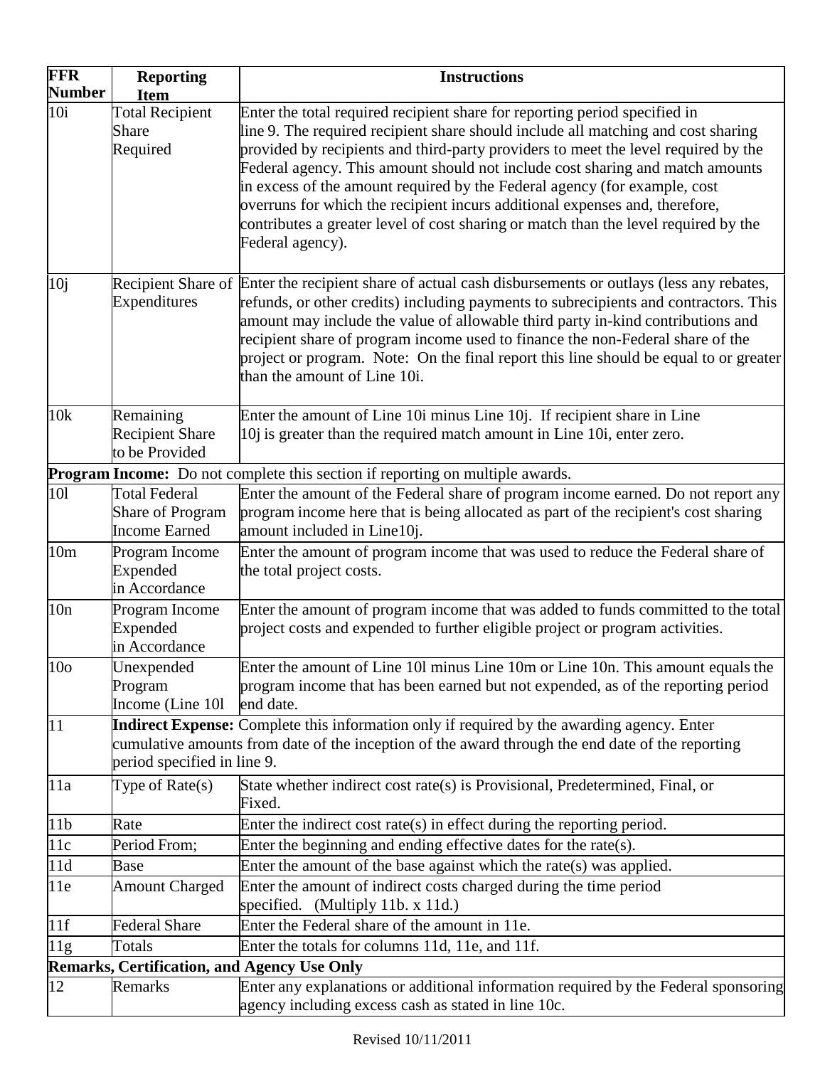| FFR Number | Reporting Item | Instructions |
|---|---|---|
| 10i | Total Recipient Share Required | Enter the total required recipient share for reporting period specified in line 9. The required recipient share should include all matching and cost sharing provided by recipients and third-party providers to meet the level required by the Federal agency. This amount should not include cost sharing and match amounts in excess of the amount required by the Federal agency (for example, cost overruns for which the recipient incurs additional expenses and, therefore, contributes a greater level of cost sharing or match than the level required by the Federal agency). |
| 10j | Recipient Share of Expenditures | Enter the recipient share of actual cash disbursements or outlays (less any rebates, refunds, or other credits) including payments to subrecipients and contractors. This amount may include the value of allowable third party in-kind contributions and recipient share of program income used to finance the non-Federal share of the project or program. Note: On the final report this line should be equal to or greater than the amount of Line 10i. |
| 10k | Remaining Recipient Share to be Provided | Enter the amount of Line 10i minus Line 10j. If recipient share in Line 10j is greater than the required match amount in Line 10i, enter zero. |
| **Program Income:** Do not complete this section if reporting on multiple awards. | | |
| 10l | Total Federal Share of Program Income Earned | Enter the amount of the Federal share of program income earned. Do not report any program income here that is being allocated as part of the recipient's cost sharing amount included in Line10j. |
| 10m | Program Income Expended in Accordance | Enter the amount of program income that was used to reduce the Federal share of the total project costs. |
| 10n | Program Income Expended in Accordance | Enter the amount of program income that was added to funds committed to the total project costs and expended to further eligible project or program activities. |
| 10o | Unexpended Program Income (Line 10l | Enter the amount of Line 10l minus Line 10m or Line 10n. This amount equals the program income that has been earned but not expended, as of the reporting period end date. |
| 11 | **Indirect Expense:** Complete this information only if required by the awarding agency. Enter cumulative amounts from date of the inception of the award through the end date of the reporting period specified in line 9. | |
| 11a | Type of Rate(s) | State whether indirect cost rate(s) is Provisional, Predetermined, Final, or Fixed. |
| 11b | Rate | Enter the indirect cost rate(s) in effect during the reporting period. |
| 11c | Period From; | Enter the beginning and ending effective dates for the rate(s). |
| 11d | Base | Enter the amount of the base against which the rate(s) was applied. |
| 11e | Amount Charged | Enter the amount of indirect costs charged during the time period specified. (Multiply 11b. x 11d.) |
| 11f | Federal Share | Enter the Federal share of the amount in 11e. |
| 11g | Totals | Enter the totals for columns 11d, 11e, and 11f. |
| **Remarks, Certification, and Agency Use Only** | | |
| 12 | Remarks | Enter any explanations or additional information required by the Federal sponsoring agency including excess cash as stated in line 10c. |

Revised 10/11/2011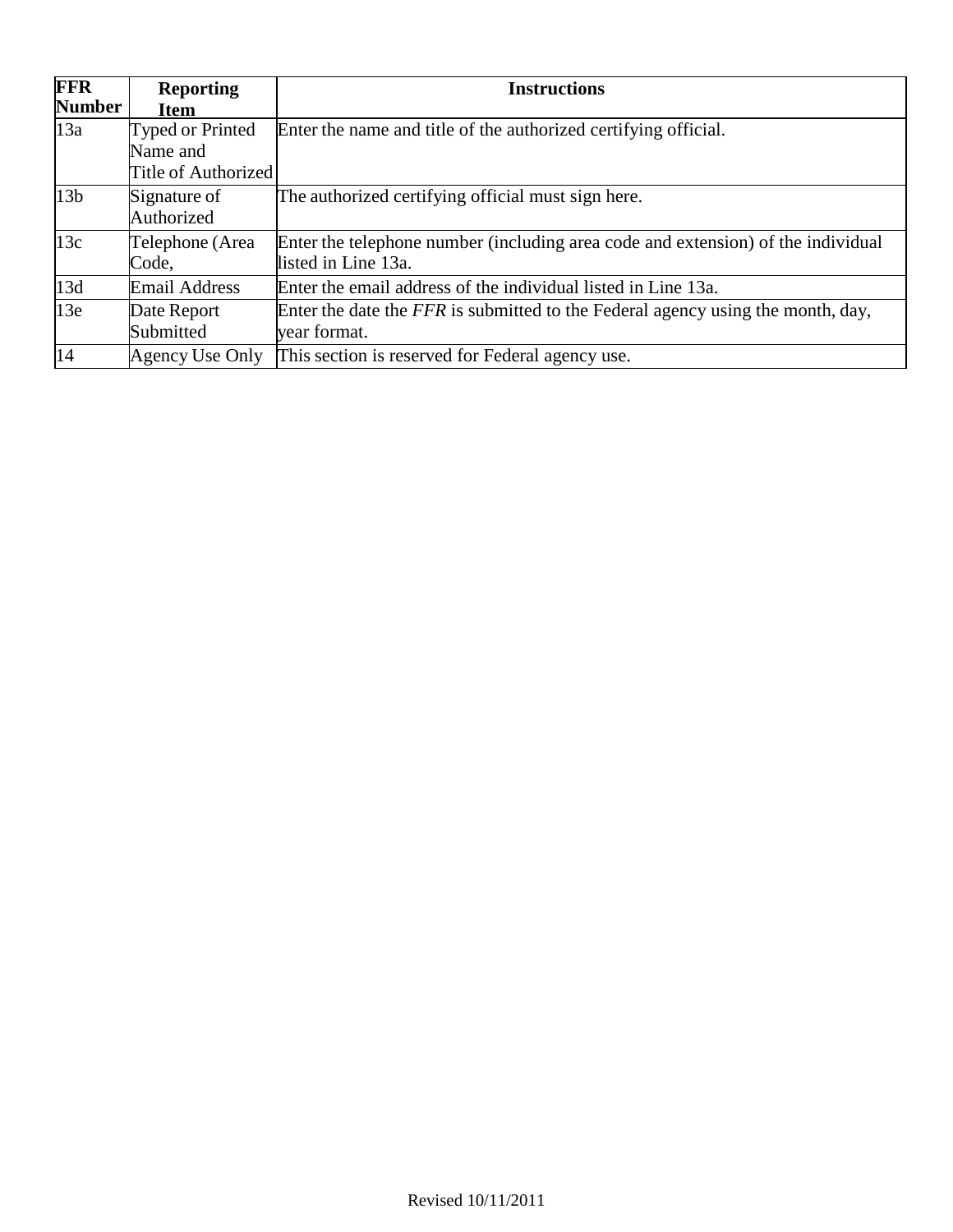| FFR Number | Reporting Item | Instructions |
|---|---|---|
| 13a | Typed or Printed Name and Title of Authorized | Enter the name and title of the authorized certifying official. |
| 13b | Signature of Authorized | The authorized certifying official must sign here. |
| 13c | Telephone (Area Code, | Enter the telephone number (including area code and extension) of the individual listed in Line 13a. |
| 13d | Email Address | Enter the email address of the individual listed in Line 13a. |
| 13e | Date Report Submitted | Enter the date the *FFR* is submitted to the Federal agency using the month, day, year format. |
| 14 | Agency Use Only | This section is reserved for Federal agency use. |

Revised 10/11/2011